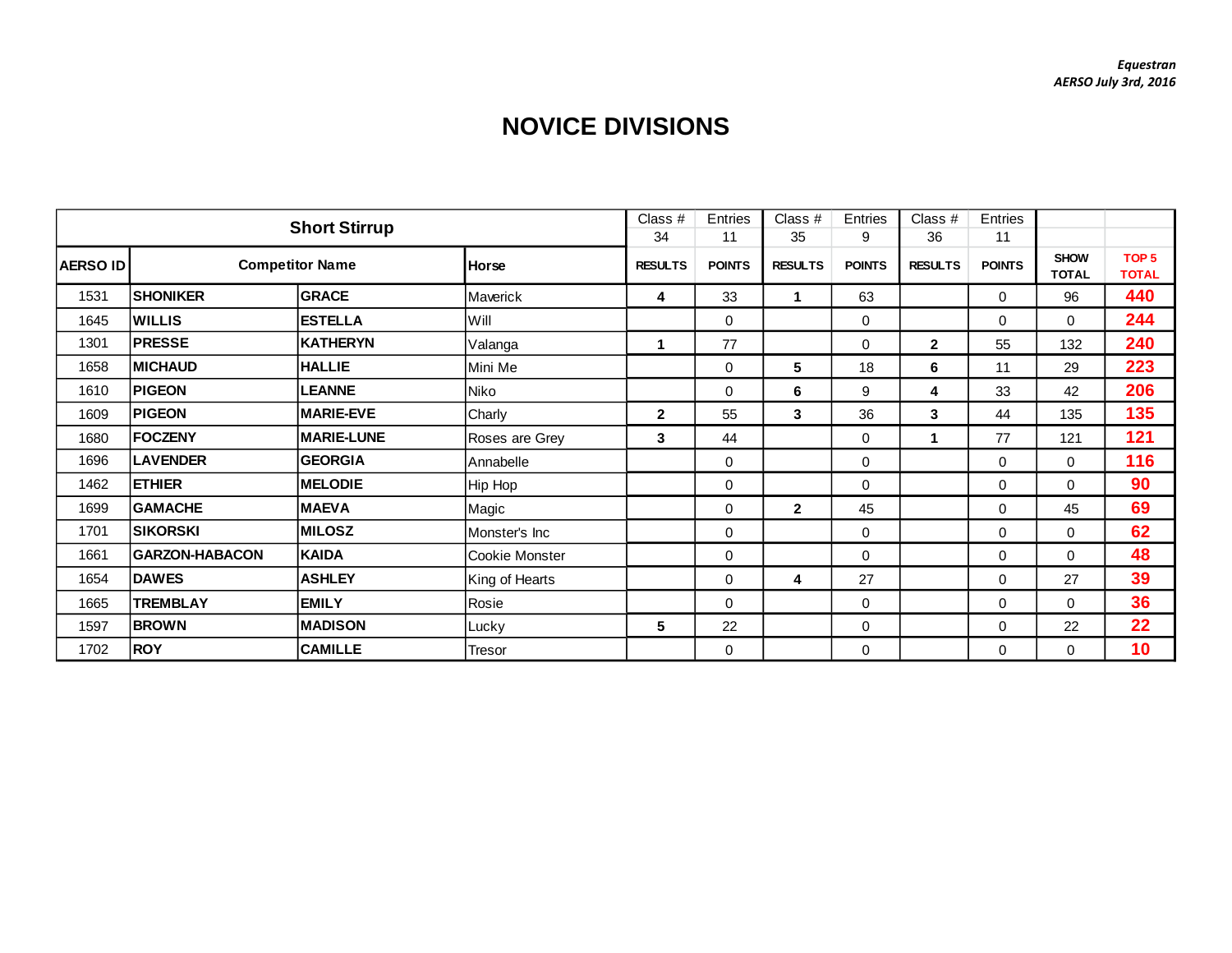*Equestran*
*AERSO July 3rd, 2016*

# NOVICE DIVISIONS

| Short Stirrup | | | | Class # 34 | Entries 11 | Class # 35 | Entries 9 | Class # 36 | Entries 11 | | |
|---|---|---|---|---|---|---|---|---|---|---|---|
| AERSO ID | Competitor Name | | Horse | RESULTS | POINTS | RESULTS | POINTS | RESULTS | POINTS | SHOW TOTAL | TOP 5 TOTAL |
| 1531 | SHONIKER | GRACE | Maverick | 4 | 33 | 1 | 63 | | 0 | 96 | 440 |
| 1645 | WILLIS | ESTELLA | Will | | 0 | | 0 | | 0 | 0 | 244 |
| 1301 | PRESSE | KATHERYN | Valanga | 1 | 77 | | 0 | 2 | 55 | 132 | 240 |
| 1658 | MICHAUD | HALLIE | Mini Me | | 0 | 5 | 18 | 6 | 11 | 29 | 223 |
| 1610 | PIGEON | LEANNE | Niko | | 0 | 6 | 9 | 4 | 33 | 42 | 206 |
| 1609 | PIGEON | MARIE-EVE | Charly | 2 | 55 | 3 | 36 | 3 | 44 | 135 | 135 |
| 1680 | FOCZENY | MARIE-LUNE | Roses are Grey | 3 | 44 | | 0 | 1 | 77 | 121 | 121 |
| 1696 | LAVENDER | GEORGIA | Annabelle | | 0 | | 0 | | 0 | 0 | 116 |
| 1462 | ETHIER | MELODIE | Hip Hop | | 0 | | 0 | | 0 | 0 | 90 |
| 1699 | GAMACHE | MAEVA | Magic | | 0 | 2 | 45 | | 0 | 45 | 69 |
| 1701 | SIKORSKI | MILOSZ | Monster's Inc | | 0 | | 0 | | 0 | 0 | 62 |
| 1661 | GARZON-HABACON | KAIDA | Cookie Monster | | 0 | | 0 | | 0 | 0 | 48 |
| 1654 | DAWES | ASHLEY | King of Hearts | | 0 | 4 | 27 | | 0 | 27 | 39 |
| 1665 | TREMBLAY | EMILY | Rosie | | 0 | | 0 | | 0 | 0 | 36 |
| 1597 | BROWN | MADISON | Lucky | 5 | 22 | | 0 | | 0 | 22 | 22 |
| 1702 | ROY | CAMILLE | Tresor | | 0 | | 0 | | 0 | 0 | 10 |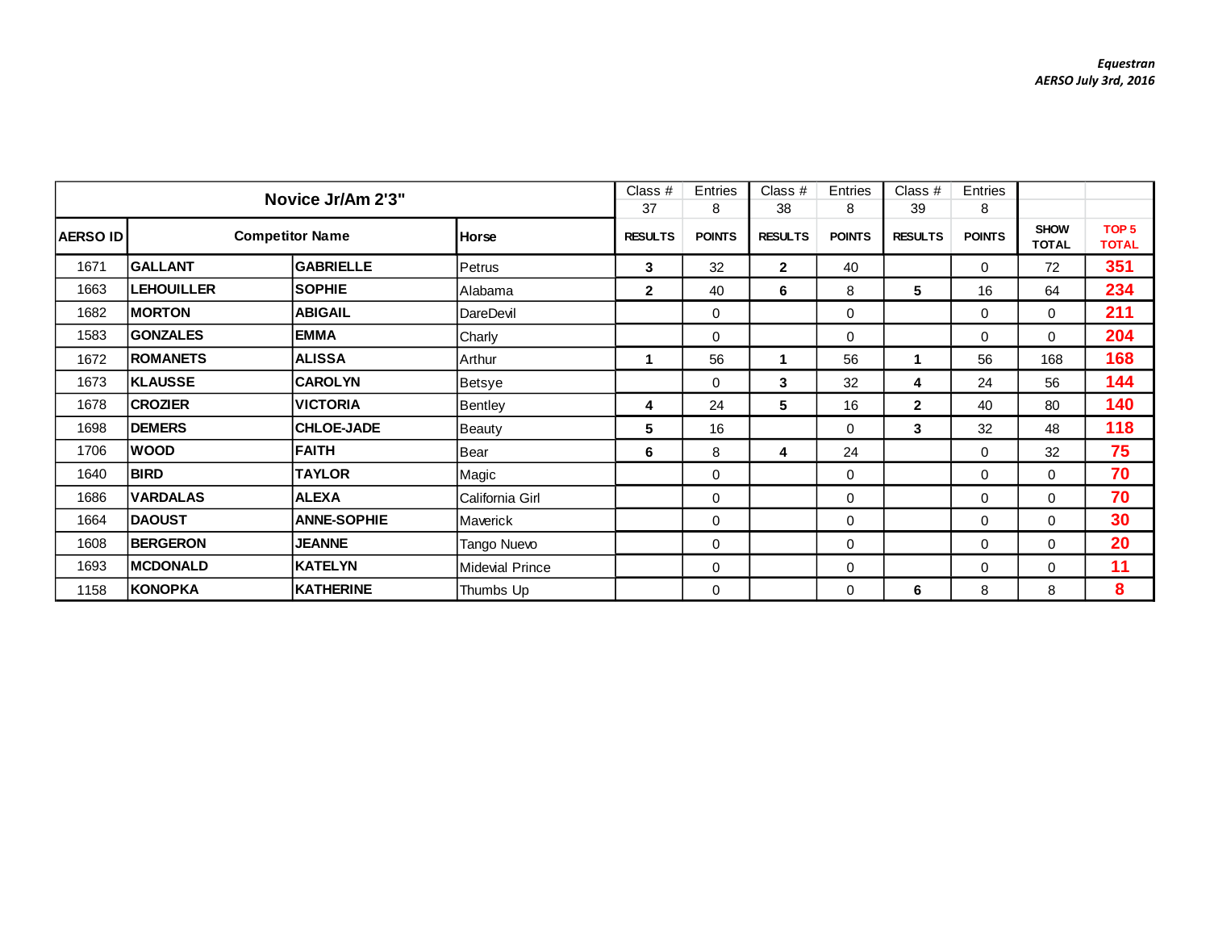*Equestran*
*AERSO July 3rd, 2016*

| Novice Jr/Am 2'3" | | | | Class # 37 | Entries 8 | Class # 38 | Entries 8 | Class # 39 | Entries 8 | | |
|---|---|---|---|---|---|---|---|---|---|---|---|
| AERSO ID | Competitor Name | | Horse | RESULTS | POINTS | RESULTS | POINTS | RESULTS | POINTS | SHOW TOTAL | TOP 5 TOTAL |
| 1671 | GALLANT | GABRIELLE | Petrus | 3 | 32 | 2 | 40 | | 0 | 72 | 351 |
| 1663 | LEHOUILLER | SOPHIE | Alabama | 2 | 40 | 6 | 8 | 5 | 16 | 64 | 234 |
| 1682 | MORTON | ABIGAIL | DareDevil | | 0 | | 0 | | 0 | 0 | 211 |
| 1583 | GONZALES | EMMA | Charly | | 0 | | 0 | | 0 | 0 | 204 |
| 1672 | ROMANETS | ALISSA | Arthur | 1 | 56 | 1 | 56 | 1 | 56 | 168 | 168 |
| 1673 | KLAUSSE | CAROLYN | Betsye | | 0 | 3 | 32 | 4 | 24 | 56 | 144 |
| 1678 | CROZIER | VICTORIA | Bentley | 4 | 24 | 5 | 16 | 2 | 40 | 80 | 140 |
| 1698 | DEMERS | CHLOE-JADE | Beauty | 5 | 16 | | 0 | 3 | 32 | 48 | 118 |
| 1706 | WOOD | FAITH | Bear | 6 | 8 | 4 | 24 | | 0 | 32 | 75 |
| 1640 | BIRD | TAYLOR | Magic | | 0 | | 0 | | 0 | 0 | 70 |
| 1686 | VARDALAS | ALEXA | California Girl | | 0 | | 0 | | 0 | 0 | 70 |
| 1664 | DAOUST | ANNE-SOPHIE | Maverick | | 0 | | 0 | | 0 | 0 | 30 |
| 1608 | BERGERON | JEANNE | Tango Nuevo | | 0 | | 0 | | 0 | 0 | 20 |
| 1693 | MCDONALD | KATELYN | Midevial Prince | | 0 | | 0 | | 0 | 0 | 11 |
| 1158 | KONOPKA | KATHERINE | Thumbs Up | | 0 | | 0 | 6 | 8 | 8 | 8 |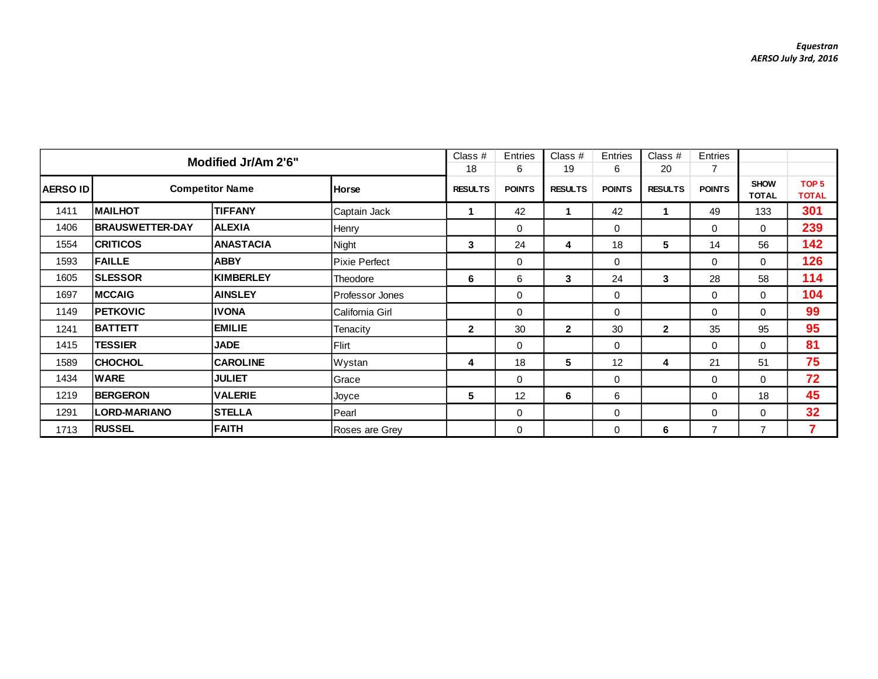*Equestran*
*AERSO July 3rd, 2016*

| Modified Jr/Am 2'6" | | | | Class # 18 | Entries 6 | Class # 19 | Entries 6 | Class # 20 | Entries 7 | | |
|---|---|---|---|---|---|---|---|---|---|---|---|
| AERSO ID | Competitor Name | | Horse | RESULTS | POINTS | RESULTS | POINTS | RESULTS | POINTS | SHOW TOTAL | TOP 5 TOTAL |
| 1411 | MAILHOT | TIFFANY | Captain Jack | 1 | 42 | 1 | 42 | 1 | 49 | 133 | 301 |
| 1406 | BRAUSWETTER-DAY | ALEXIA | Henry | | 0 | | 0 | | 0 | 0 | 239 |
| 1554 | CRITICOS | ANASTACIA | Night | 3 | 24 | 4 | 18 | 5 | 14 | 56 | 142 |
| 1593 | FAILLE | ABBY | Pixie Perfect | | 0 | | 0 | | 0 | 0 | 126 |
| 1605 | SLESSOR | KIMBERLEY | Theodore | 6 | 6 | 3 | 24 | 3 | 28 | 58 | 114 |
| 1697 | MCCAIG | AINSLEY | Professor Jones | | 0 | | 0 | | 0 | 0 | 104 |
| 1149 | PETKOVIC | IVONA | California Girl | | 0 | | 0 | | 0 | 0 | 99 |
| 1241 | BATTETT | EMILIE | Tenacity | 2 | 30 | 2 | 30 | 2 | 35 | 95 | 95 |
| 1415 | TESSIER | JADE | Flirt | | 0 | | 0 | | 0 | 0 | 81 |
| 1589 | CHOCHOL | CAROLINE | Wystan | 4 | 18 | 5 | 12 | 4 | 21 | 51 | 75 |
| 1434 | WARE | JULIET | Grace | | 0 | | 0 | | 0 | 0 | 72 |
| 1219 | BERGERON | VALERIE | Joyce | 5 | 12 | 6 | 6 | | 0 | 18 | 45 |
| 1291 | LORD-MARIANO | STELLA | Pearl | | 0 | | 0 | | 0 | 0 | 32 |
| 1713 | RUSSEL | FAITH | Roses are Grey | | 0 | | 0 | 6 | 7 | 7 | 7 |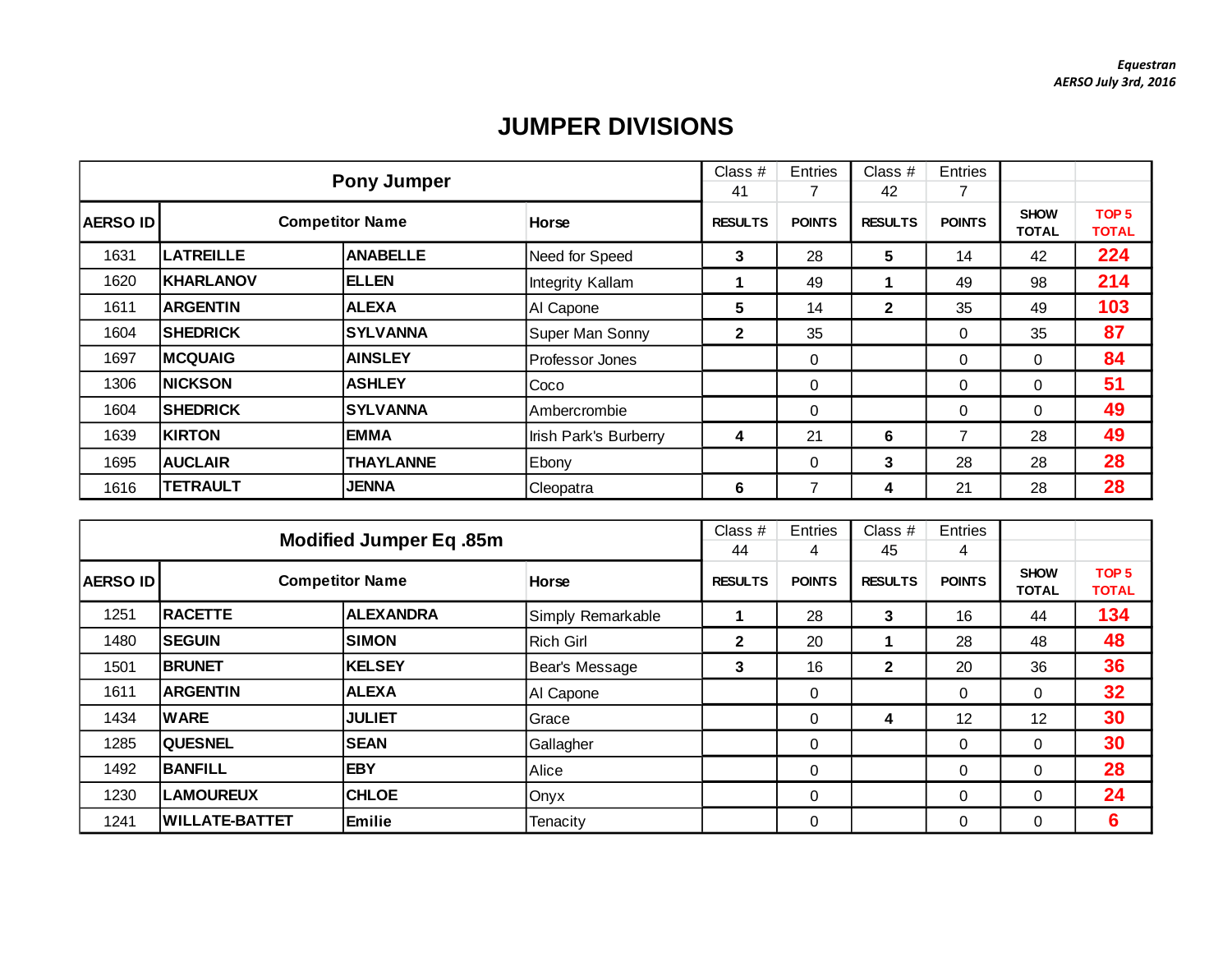*Equestran*
*AERSO July 3rd, 2016*

# JUMPER DIVISIONS

| Pony Jumper | | | | Class # 41 | Entries 7 | Class # 42 | Entries 7 | | |
|---|---|---|---|---|---|---|---|---|---|
| **AERSO ID** | **Competitor Name** | | **Horse** | **RESULTS** | **POINTS** | **RESULTS** | **POINTS** | **SHOW TOTAL** | **TOP 5 TOTAL** |
| 1631 | **LATREILLE** | **ANABELLE** | Need for Speed | **3** | 28 | **5** | 14 | 42 | **224** |
| 1620 | **KHARLANOV** | **ELLEN** | Integrity Kallam | **1** | 49 | **1** | 49 | 98 | **214** |
| 1611 | **ARGENTIN** | **ALEXA** | Al Capone | **5** | 14 | **2** | 35 | 49 | **103** |
| 1604 | **SHEDRICK** | **SYLVANNA** | Super Man Sonny | **2** | 35 | | 0 | 35 | **87** |
| 1697 | **MCQUAIG** | **AINSLEY** | Professor Jones | | 0 | | 0 | 0 | **84** |
| 1306 | **NICKSON** | **ASHLEY** | Coco | | 0 | | 0 | 0 | **51** |
| 1604 | **SHEDRICK** | **SYLVANNA** | Ambercrombie | | 0 | | 0 | 0 | **49** |
| 1639 | **KIRTON** | **EMMA** | Irish Park's Burberry | **4** | 21 | **6** | 7 | 28 | **49** |
| 1695 | **AUCLAIR** | **THAYLANNE** | Ebony | | 0 | **3** | 28 | 28 | **28** |
| 1616 | **TETRAULT** | **JENNA** | Cleopatra | **6** | 7 | **4** | 21 | 28 | **28** |

| Modified Jumper Eq .85m | | | | Class # 44 | Entries 4 | Class # 45 | Entries 4 | | |
|---|---|---|---|---|---|---|---|---|---|
| **AERSO ID** | **Competitor Name** | | **Horse** | **RESULTS** | **POINTS** | **RESULTS** | **POINTS** | **SHOW TOTAL** | **TOP 5 TOTAL** |
| 1251 | **RACETTE** | **ALEXANDRA** | Simply Remarkable | **1** | 28 | **3** | 16 | 44 | **134** |
| 1480 | **SEGUIN** | **SIMON** | Rich Girl | **2** | 20 | **1** | 28 | 48 | **48** |
| 1501 | **BRUNET** | **KELSEY** | Bear's Message | **3** | 16 | **2** | 20 | 36 | **36** |
| 1611 | **ARGENTIN** | **ALEXA** | Al Capone | | 0 | | 0 | 0 | **32** |
| 1434 | **WARE** | **JULIET** | Grace | | 0 | **4** | 12 | 12 | **30** |
| 1285 | **QUESNEL** | **SEAN** | Gallagher | | 0 | | 0 | 0 | **30** |
| 1492 | **BANFILL** | **EBY** | Alice | | 0 | | 0 | 0 | **28** |
| 1230 | **LAMOUREUX** | **CHLOE** | Onyx | | 0 | | 0 | 0 | **24** |
| 1241 | **WILLATE-BATTET** | **Emilie** | Tenacity | | 0 | | 0 | 0 | **6** |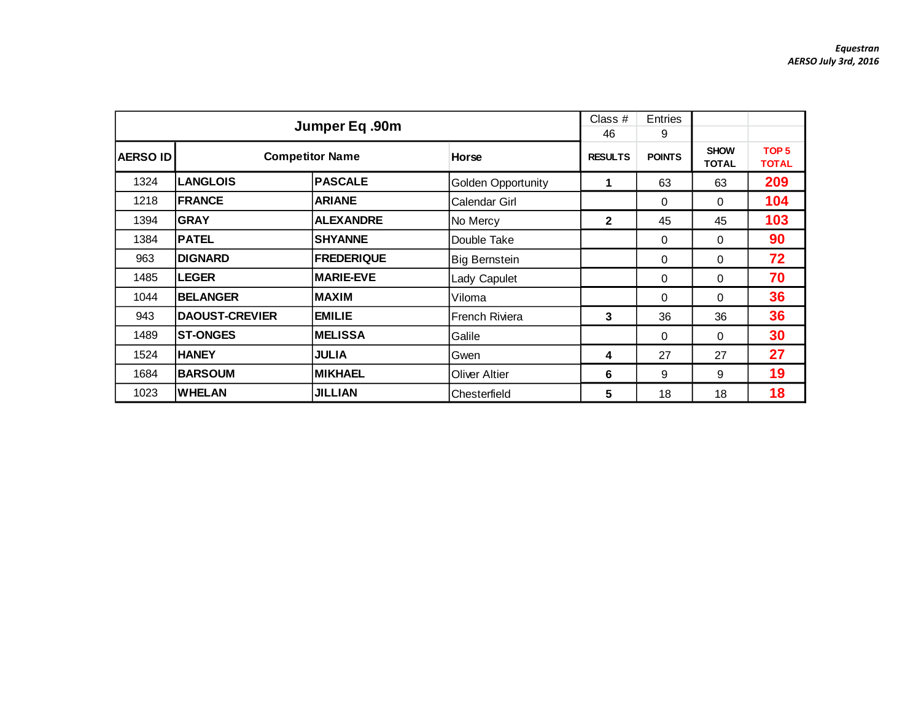*Equestran*
*AERSO July 3rd, 2016*

| Jumper Eq .90m | | | | Class # | Entries | | |
|---|---|---|---|---|---|---|---|
| | | | | 46 | 9 | | |
| **AERSO ID** | **Competitor Name** | | **Horse** | **RESULTS** | **POINTS** | **SHOW TOTAL** | **TOP 5 TOTAL** |
| 1324 | **LANGLOIS** | **PASCALE** | Golden Opportunity | **1** | 63 | 63 | **209** |
| 1218 | **FRANCE** | **ARIANE** | Calendar Girl | | 0 | 0 | **104** |
| 1394 | **GRAY** | **ALEXANDRE** | No Mercy | **2** | 45 | 45 | **103** |
| 1384 | **PATEL** | **SHYANNE** | Double Take | | 0 | 0 | **90** |
| 963 | **DIGNARD** | **FREDERIQUE** | Big Bernstein | | 0 | 0 | **72** |
| 1485 | **LEGER** | **MARIE-EVE** | Lady Capulet | | 0 | 0 | **70** |
| 1044 | **BELANGER** | **MAXIM** | Viloma | | 0 | 0 | **36** |
| 943 | **DAOUST-CREVIER** | **EMILIE** | French Riviera | **3** | 36 | 36 | **36** |
| 1489 | **ST-ONGES** | **MELISSA** | Galile | | 0 | 0 | **30** |
| 1524 | **HANEY** | **JULIA** | Gwen | **4** | 27 | 27 | **27** |
| 1684 | **BARSOUM** | **MIKHAEL** | Oliver Altier | **6** | 9 | 9 | **19** |
| 1023 | **WHELAN** | **JILLIAN** | Chesterfield | **5** | 18 | 18 | **18** |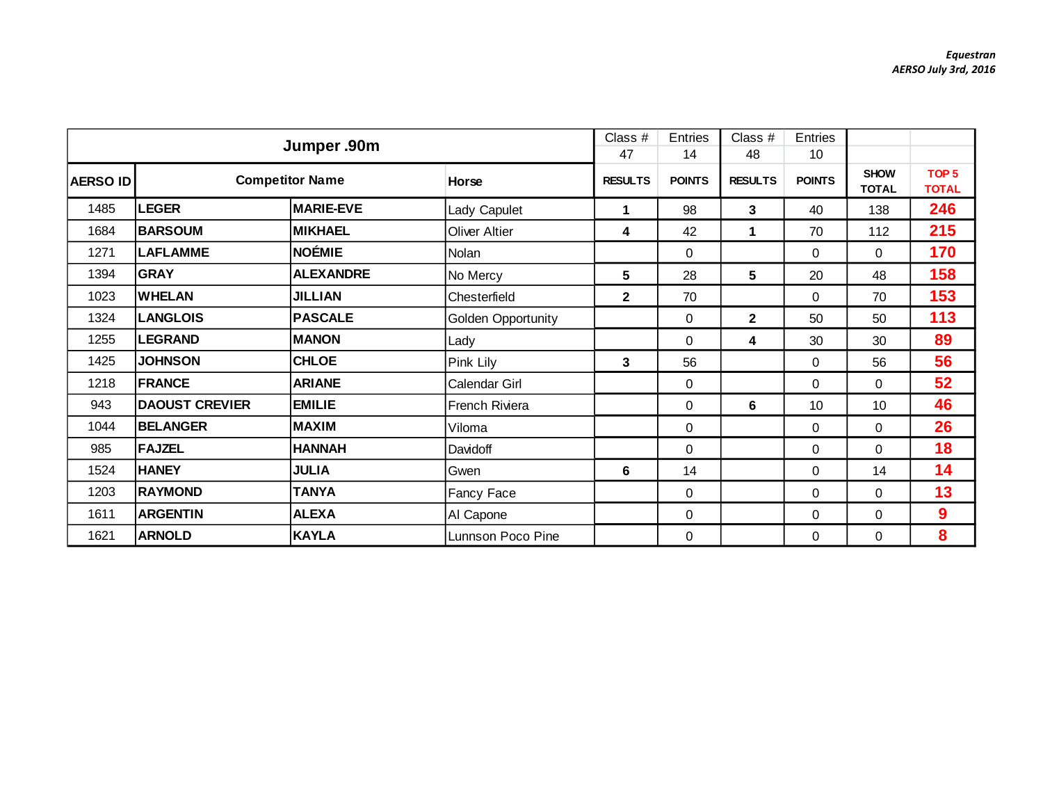*Equestran*
*AERSO July 3rd, 2016*

| Jumper .90m | | | | Class # 47 | Entries 14 | Class # 48 | Entries 10 | | |
|---|---|---|---|---|---|---|---|---|---|
| **AERSO ID** | **Competitor Name** | | **Horse** | **RESULTS** | **POINTS** | **RESULTS** | **POINTS** | **SHOW TOTAL** | **TOP 5 TOTAL** |
| 1485 | **LEGER** | **MARIE-EVE** | Lady Capulet | **1** | 98 | **3** | 40 | 138 | **246** |
| 1684 | **BARSOUM** | **MIKHAEL** | Oliver Altier | **4** | 42 | **1** | 70 | 112 | **215** |
| 1271 | **LAFLAMME** | **NOÉMIE** | Nolan | | 0 | | 0 | 0 | **170** |
| 1394 | **GRAY** | **ALEXANDRE** | No Mercy | **5** | 28 | **5** | 20 | 48 | **158** |
| 1023 | **WHELAN** | **JILLIAN** | Chesterfield | **2** | 70 | | 0 | 70 | **153** |
| 1324 | **LANGLOIS** | **PASCALE** | Golden Opportunity | | 0 | **2** | 50 | 50 | **113** |
| 1255 | **LEGRAND** | **MANON** | Lady | | 0 | **4** | 30 | 30 | **89** |
| 1425 | **JOHNSON** | **CHLOE** | Pink Lily | **3** | 56 | | 0 | 56 | **56** |
| 1218 | **FRANCE** | **ARIANE** | Calendar Girl | | 0 | | 0 | 0 | **52** |
| 943 | **DAOUST CREVIER** | **EMILIE** | French Riviera | | 0 | **6** | 10 | 10 | **46** |
| 1044 | **BELANGER** | **MAXIM** | Viloma | | 0 | | 0 | 0 | **26** |
| 985 | **FAJZEL** | **HANNAH** | Davidoff | | 0 | | 0 | 0 | **18** |
| 1524 | **HANEY** | **JULIA** | Gwen | **6** | 14 | | 0 | 14 | **14** |
| 1203 | **RAYMOND** | **TANYA** | Fancy Face | | 0 | | 0 | 0 | **13** |
| 1611 | **ARGENTIN** | **ALEXA** | Al Capone | | 0 | | 0 | 0 | **9** |
| 1621 | **ARNOLD** | **KAYLA** | Lunnson Poco Pine | | 0 | | 0 | 0 | **8** |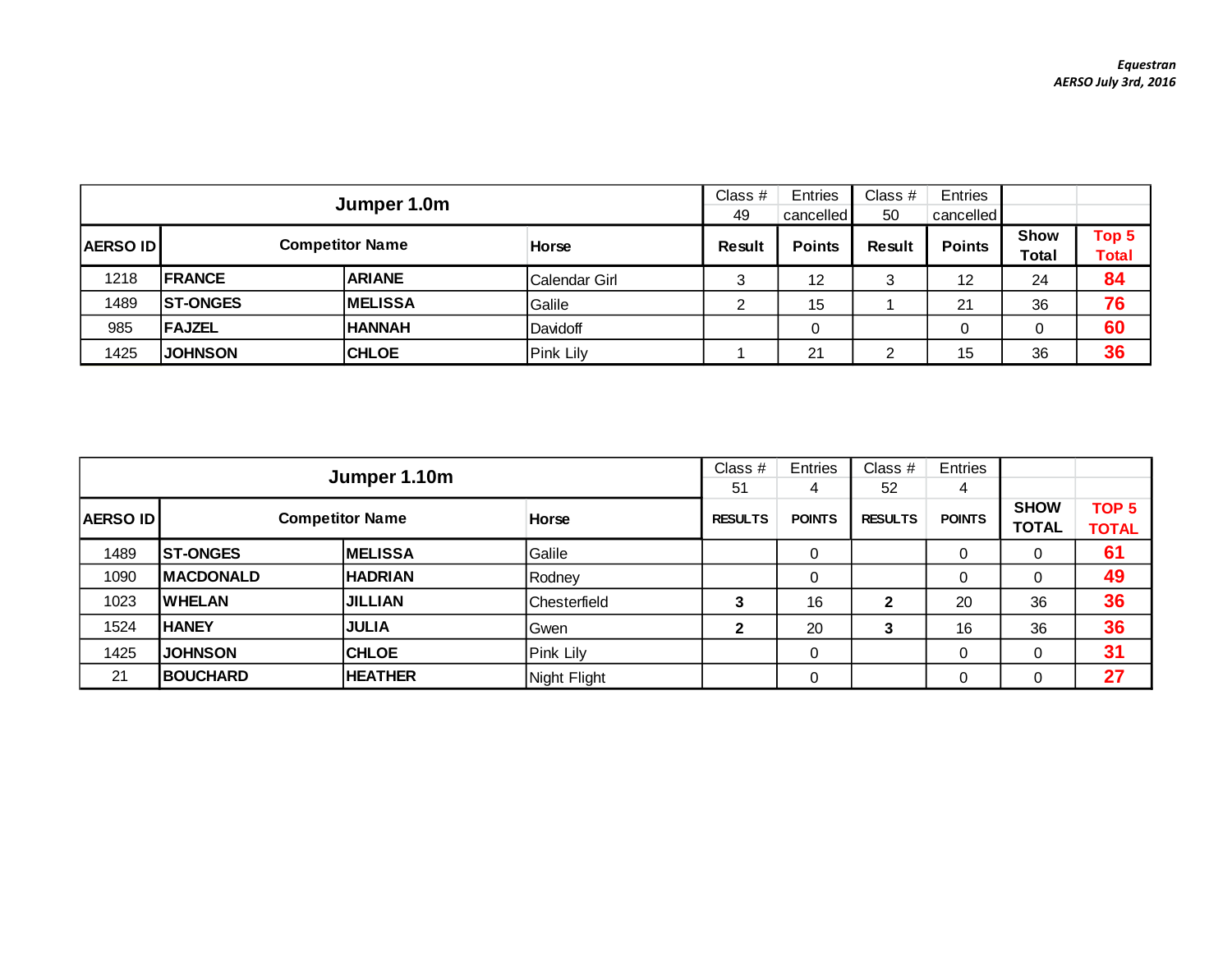*Equestran*
*AERSO July 3rd, 2016*

| Jumper 1.0m | | | | Class # 49 | Entries cancelled | Class # 50 | Entries cancelled | | |
|---|---|---|---|---|---|---|---|---|---|
| AERSO ID | Competitor Name | | Horse | Result | Points | Result | Points | Show Total | Top 5 Total |
| 1218 | FRANCE | ARIANE | Calendar Girl | 3 | 12 | 3 | 12 | 24 | 84 |
| 1489 | ST-ONGES | MELISSA | Galile | 2 | 15 | 1 | 21 | 36 | 76 |
| 985 | FAJZEL | HANNAH | Davidoff | | 0 | | 0 | 0 | 60 |
| 1425 | JOHNSON | CHLOE | Pink Lily | 1 | 21 | 2 | 15 | 36 | 36 |

| Jumper 1.10m | | | | Class # 51 | Entries 4 | Class # 52 | Entries 4 | | |
|---|---|---|---|---|---|---|---|---|---|
| AERSO ID | Competitor Name | | Horse | RESULTS | POINTS | RESULTS | POINTS | SHOW TOTAL | TOP 5 TOTAL |
| 1489 | ST-ONGES | MELISSA | Galile | | 0 | | 0 | 0 | 61 |
| 1090 | MACDONALD | HADRIAN | Rodney | | 0 | | 0 | 0 | 49 |
| 1023 | WHELAN | JILLIAN | Chesterfield | 3 | 16 | 2 | 20 | 36 | 36 |
| 1524 | HANEY | JULIA | Gwen | 2 | 20 | 3 | 16 | 36 | 36 |
| 1425 | JOHNSON | CHLOE | Pink Lily | | 0 | | 0 | 0 | 31 |
| 21 | BOUCHARD | HEATHER | Night Flight | | 0 | | 0 | 0 | 27 |